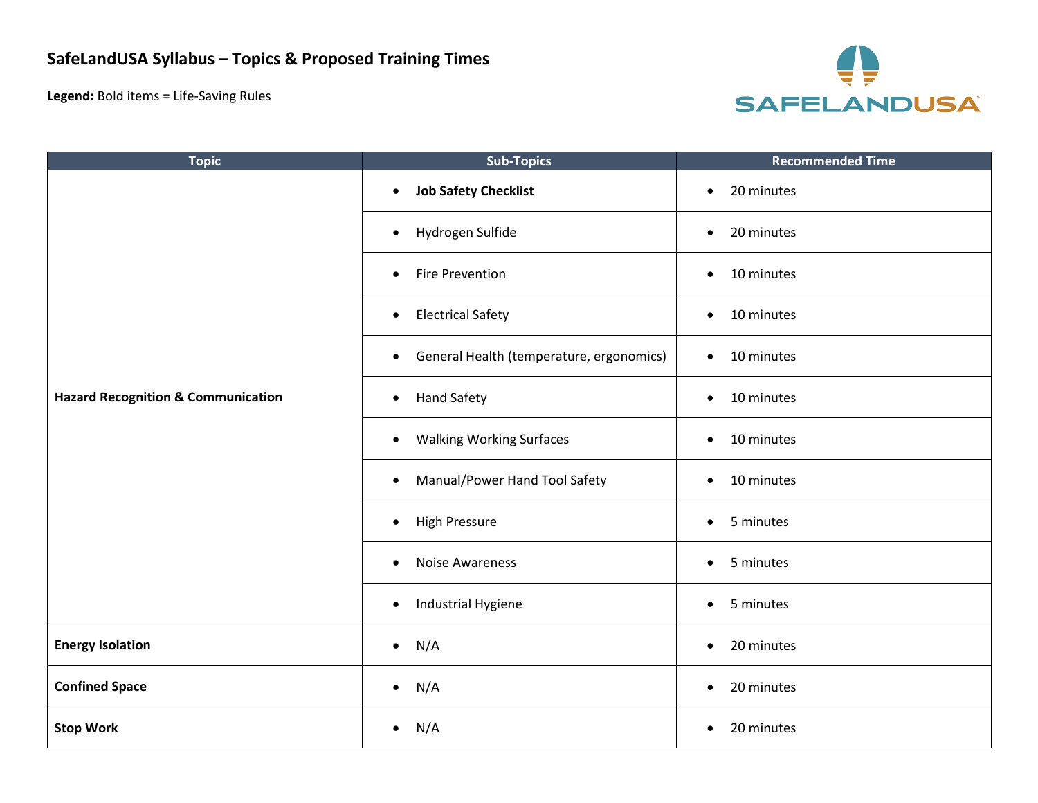# SafeLandUSA Syllabus – Topics & Proposed Training Times

**Legend:** Bold items = Life-Saving Rules

| Topic | Sub-Topics | Recommended Time |
| --- | --- | --- |
| **Hazard Recognition & Communication** | • **Job Safety Checklist** | • 20 minutes |
| | • Hydrogen Sulfide | • 20 minutes |
| | • Fire Prevention | • 10 minutes |
| | • Electrical Safety | • 10 minutes |
| | • General Health (temperature, ergonomics) | • 10 minutes |
| | • Hand Safety | • 10 minutes |
| | • Walking Working Surfaces | • 10 minutes |
| | • Manual/Power Hand Tool Safety | • 10 minutes |
| | • High Pressure | • 5 minutes |
| | • Noise Awareness | • 5 minutes |
| | • Industrial Hygiene | • 5 minutes |
| **Energy Isolation** | • N/A | • 20 minutes |
| **Confined Space** | • N/A | • 20 minutes |
| **Stop Work** | • N/A | • 20 minutes |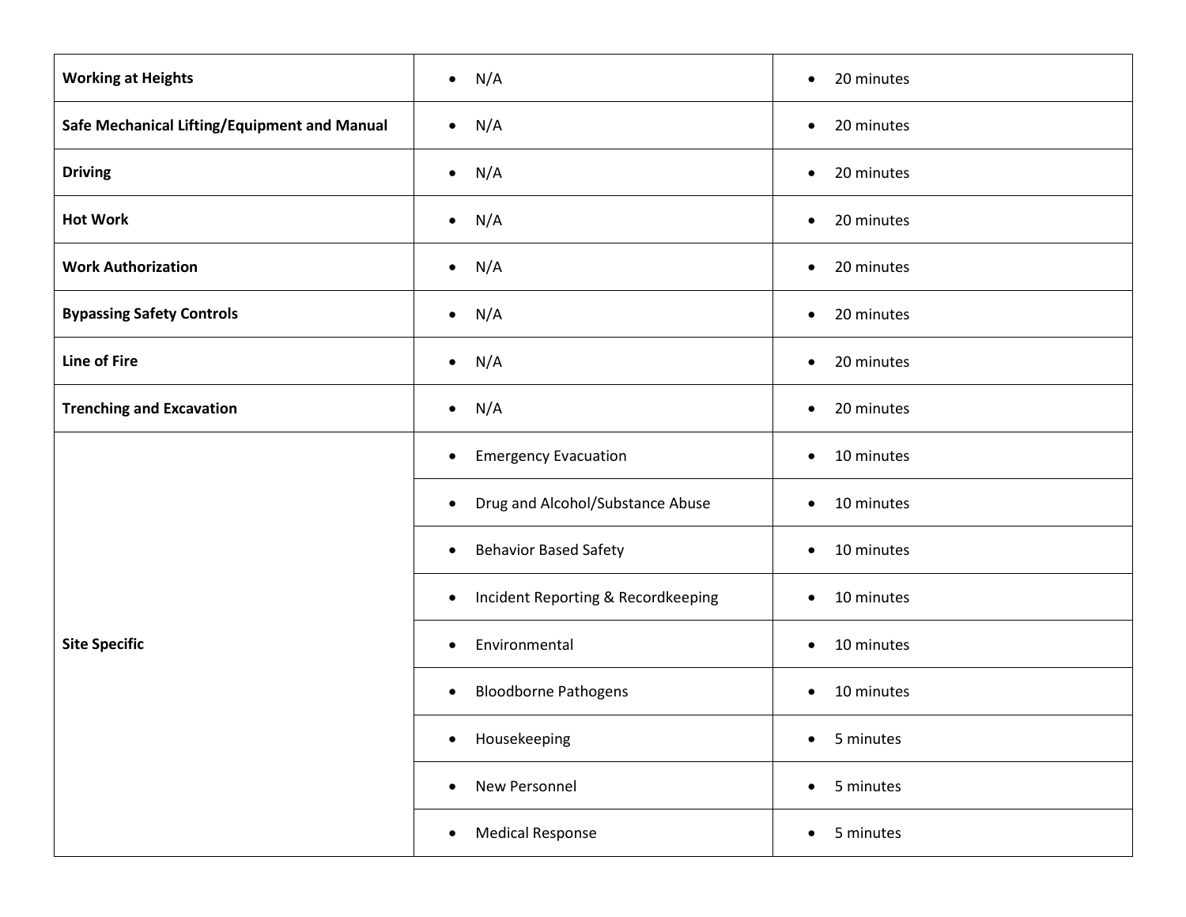| | | |
|---|---|---|
| **Working at Heights** | • N/A | • 20 minutes |
| **Safe Mechanical Lifting/Equipment and Manual** | • N/A | • 20 minutes |
| **Driving** | • N/A | • 20 minutes |
| **Hot Work** | • N/A | • 20 minutes |
| **Work Authorization** | • N/A | • 20 minutes |
| **Bypassing Safety Controls** | • N/A | • 20 minutes |
| **Line of Fire** | • N/A | • 20 minutes |
| **Trenching and Excavation** | • N/A | • 20 minutes |
| **Site Specific** | • Emergency Evacuation | • 10 minutes |
| | • Drug and Alcohol/Substance Abuse | • 10 minutes |
| | • Behavior Based Safety | • 10 minutes |
| | • Incident Reporting & Recordkeeping | • 10 minutes |
| | • Environmental | • 10 minutes |
| | • Bloodborne Pathogens | • 10 minutes |
| | • Housekeeping | • 5 minutes |
| | • New Personnel | • 5 minutes |
| | • Medical Response | • 5 minutes |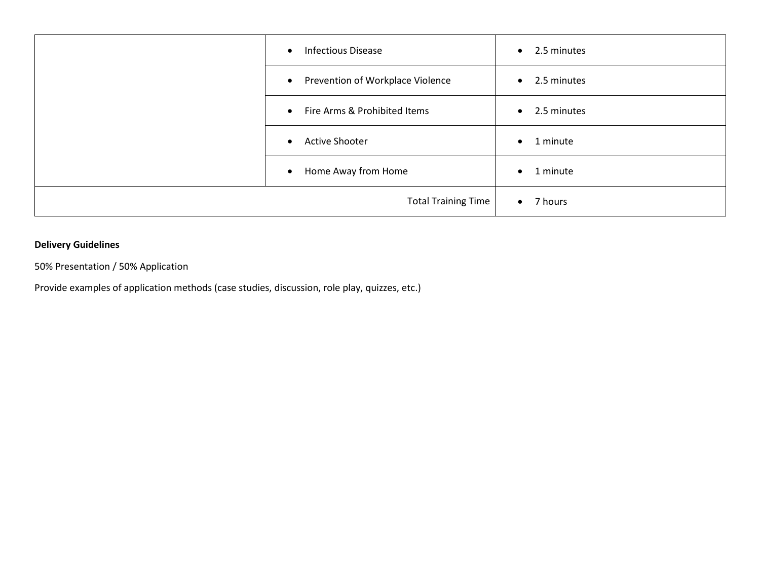| | | |
|---|---|---|
| | • Infectious Disease | • 2.5 minutes |
| | • Prevention of Workplace Violence | • 2.5 minutes |
| | • Fire Arms & Prohibited Items | • 2.5 minutes |
| | • Active Shooter | • 1 minute |
| | • Home Away from Home | • 1 minute |
| | Total Training Time | • 7 hours |

**Delivery Guidelines**

50% Presentation / 50% Application

Provide examples of application methods (case studies, discussion, role play, quizzes, etc.)